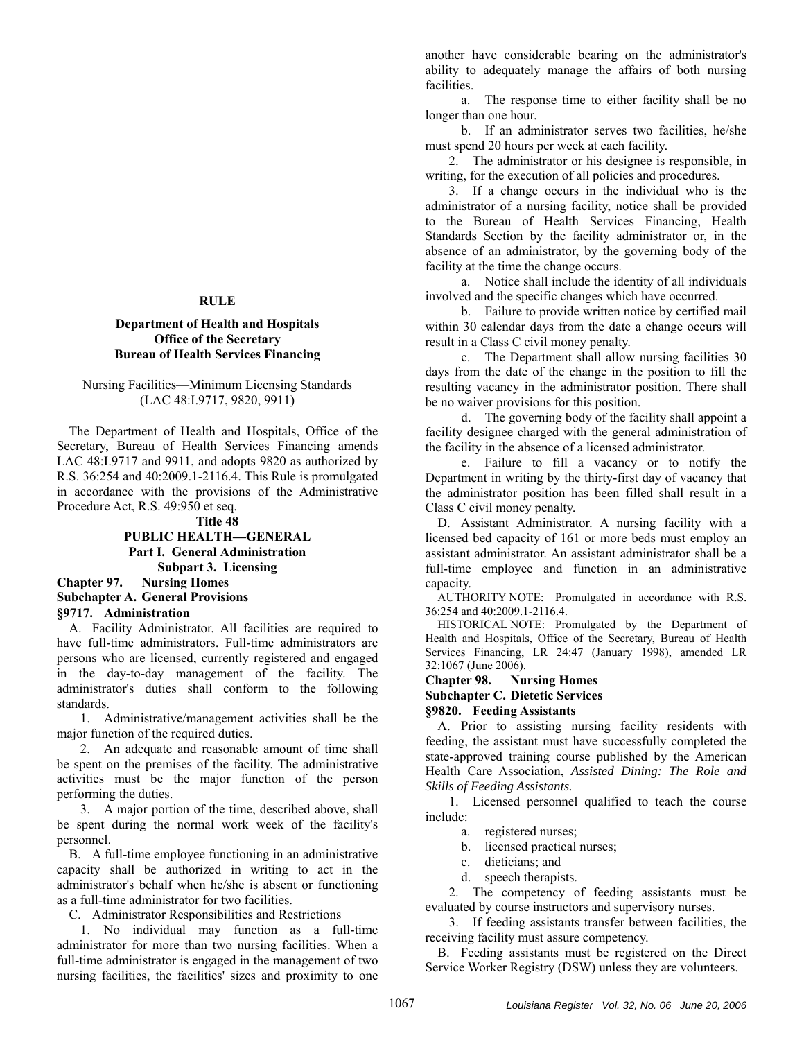## RULE

### Department of Health and Hospitals
### Office of the Secretary
### Bureau of Health Services Financing

Nursing Facilities—Minimum Licensing Standards
(LAC 48:I.9717, 9820, 9911)

The Department of Health and Hospitals, Office of the Secretary, Bureau of Health Services Financing amends LAC 48:I.9717 and 9911, and adopts 9820 as authorized by R.S. 36:254 and 40:2009.1-2116.4. This Rule is promulgated in accordance with the provisions of the Administrative Procedure Act, R.S. 49:950 et seq.

**Title 48**
**PUBLIC HEALTH—GENERAL**
**Part I. General Administration**
**Subpart 3. Licensing**

**Chapter 97. Nursing Homes**

**Subchapter A. General Provisions**

**§9717. Administration**

A. Facility Administrator. All facilities are required to have full-time administrators. Full-time administrators are persons who are licensed, currently registered and engaged in the day-to-day management of the facility. The administrator's duties shall conform to the following standards.

1. Administrative/management activities shall be the major function of the required duties.

2. An adequate and reasonable amount of time shall be spent on the premises of the facility. The administrative activities must be the major function of the person performing the duties.

3. A major portion of the time, described above, shall be spent during the normal work week of the facility's personnel.

B. A full-time employee functioning in an administrative capacity shall be authorized in writing to act in the administrator's behalf when he/she is absent or functioning as a full-time administrator for two facilities.

C. Administrator Responsibilities and Restrictions

1. No individual may function as a full-time administrator for more than two nursing facilities. When a full-time administrator is engaged in the management of two nursing facilities, the facilities' sizes and proximity to one another have considerable bearing on the administrator's ability to adequately manage the affairs of both nursing facilities.

a. The response time to either facility shall be no longer than one hour.

b. If an administrator serves two facilities, he/she must spend 20 hours per week at each facility.

2. The administrator or his designee is responsible, in writing, for the execution of all policies and procedures.

3. If a change occurs in the individual who is the administrator of a nursing facility, notice shall be provided to the Bureau of Health Services Financing, Health Standards Section by the facility administrator or, in the absence of an administrator, by the governing body of the facility at the time the change occurs.

a. Notice shall include the identity of all individuals involved and the specific changes which have occurred.

b. Failure to provide written notice by certified mail within 30 calendar days from the date a change occurs will result in a Class C civil money penalty.

c. The Department shall allow nursing facilities 30 days from the date of the change in the position to fill the resulting vacancy in the administrator position. There shall be no waiver provisions for this position.

d. The governing body of the facility shall appoint a facility designee charged with the general administration of the facility in the absence of a licensed administrator.

e. Failure to fill a vacancy or to notify the Department in writing by the thirty-first day of vacancy that the administrator position has been filled shall result in a Class C civil money penalty.

D. Assistant Administrator. A nursing facility with a licensed bed capacity of 161 or more beds must employ an assistant administrator. An assistant administrator shall be a full-time employee and function in an administrative capacity.

AUTHORITY NOTE: Promulgated in accordance with R.S. 36:254 and 40:2009.1-2116.4.

HISTORICAL NOTE: Promulgated by the Department of Health and Hospitals, Office of the Secretary, Bureau of Health Services Financing, LR 24:47 (January 1998), amended LR 32:1067 (June 2006).

**Chapter 98. Nursing Homes**

**Subchapter C. Dietetic Services**

**§9820. Feeding Assistants**

A. Prior to assisting nursing facility residents with feeding, the assistant must have successfully completed the state-approved training course published by the American Health Care Association, *Assisted Dining: The Role and Skills of Feeding Assistants.*

1. Licensed personnel qualified to teach the course include:

a. registered nurses;

b. licensed practical nurses;

c. dieticians; and

d. speech therapists.

2. The competency of feeding assistants must be evaluated by course instructors and supervisory nurses.

3. If feeding assistants transfer between facilities, the receiving facility must assure competency.

B. Feeding assistants must be registered on the Direct Service Worker Registry (DSW) unless they are volunteers.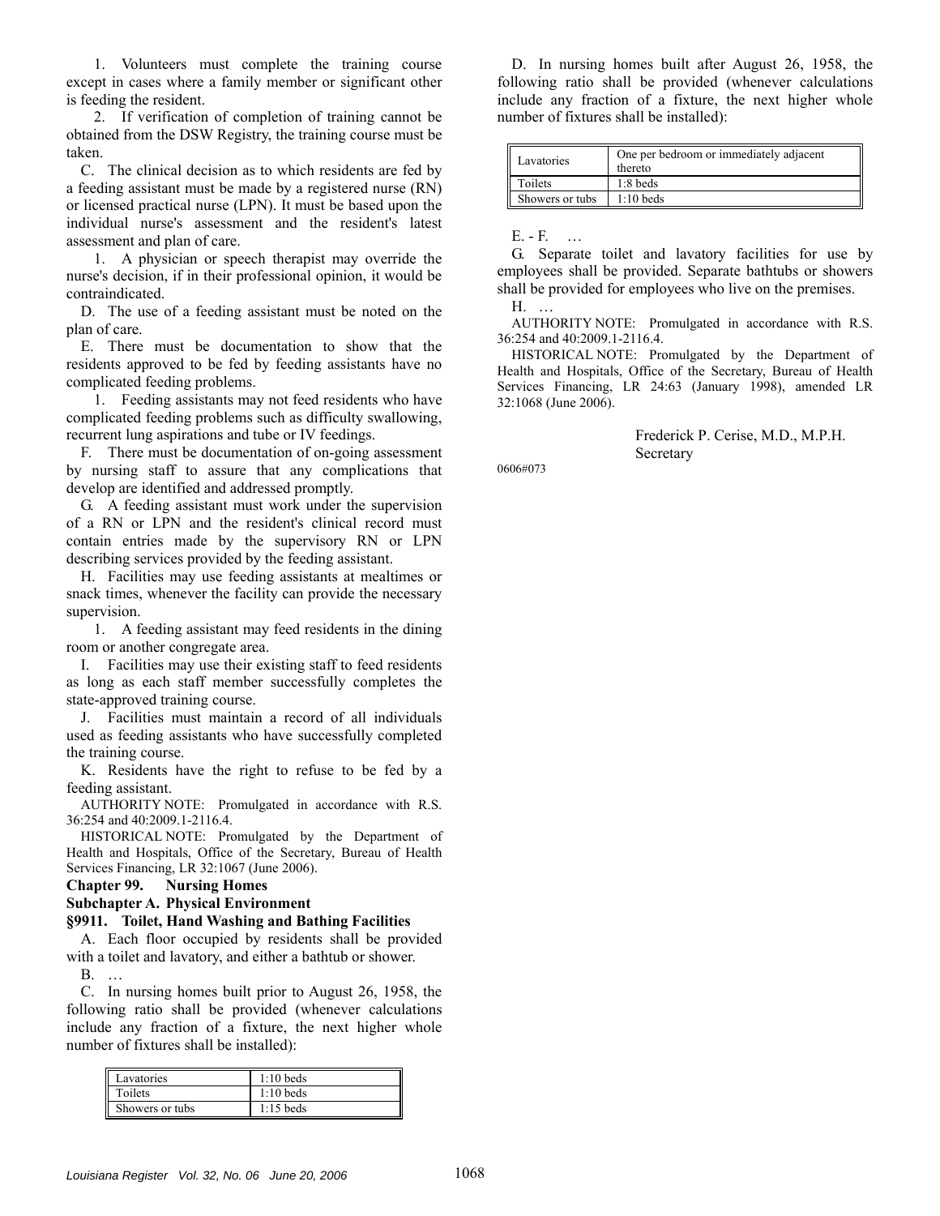1. Volunteers must complete the training course except in cases where a family member or significant other is feeding the resident.

2. If verification of completion of training cannot be obtained from the DSW Registry, the training course must be taken.

C. The clinical decision as to which residents are fed by a feeding assistant must be made by a registered nurse (RN) or licensed practical nurse (LPN). It must be based upon the individual nurse's assessment and the resident's latest assessment and plan of care.

1. A physician or speech therapist may override the nurse's decision, if in their professional opinion, it would be contraindicated.

D. The use of a feeding assistant must be noted on the plan of care.

E. There must be documentation to show that the residents approved to be fed by feeding assistants have no complicated feeding problems.

1. Feeding assistants may not feed residents who have complicated feeding problems such as difficulty swallowing, recurrent lung aspirations and tube or IV feedings.

F. There must be documentation of on-going assessment by nursing staff to assure that any complications that develop are identified and addressed promptly.

G. A feeding assistant must work under the supervision of a RN or LPN and the resident's clinical record must contain entries made by the supervisory RN or LPN describing services provided by the feeding assistant.

H. Facilities may use feeding assistants at mealtimes or snack times, whenever the facility can provide the necessary supervision.

1. A feeding assistant may feed residents in the dining room or another congregate area.

I. Facilities may use their existing staff to feed residents as long as each staff member successfully completes the state-approved training course.

J. Facilities must maintain a record of all individuals used as feeding assistants who have successfully completed the training course.

K. Residents have the right to refuse to be fed by a feeding assistant.

AUTHORITY NOTE: Promulgated in accordance with R.S. 36:254 and 40:2009.1-2116.4.

HISTORICAL NOTE: Promulgated by the Department of Health and Hospitals, Office of the Secretary, Bureau of Health Services Financing, LR 32:1067 (June 2006).

## Chapter 99. Nursing Homes

### Subchapter A. Physical Environment

### §9911. Toilet, Hand Washing and Bathing Facilities

A. Each floor occupied by residents shall be provided with a toilet and lavatory, and either a bathtub or shower.

B. …

C. In nursing homes built prior to August 26, 1958, the following ratio shall be provided (whenever calculations include any fraction of a fixture, the next higher whole number of fixtures shall be installed):

| | |
|---|---|
| Lavatories | 1:10 beds |
| Toilets | 1:10 beds |
| Showers or tubs | 1:15 beds |

D. In nursing homes built after August 26, 1958, the following ratio shall be provided (whenever calculations include any fraction of a fixture, the next higher whole number of fixtures shall be installed):

| | |
|---|---|
| Lavatories | One per bedroom or immediately adjacent thereto |
| Toilets | 1:8 beds |
| Showers or tubs | 1:10 beds |

E. - F. …

G. Separate toilet and lavatory facilities for use by employees shall be provided. Separate bathtubs or showers shall be provided for employees who live on the premises.

H. …

AUTHORITY NOTE: Promulgated in accordance with R.S. 36:254 and 40:2009.1-2116.4.

HISTORICAL NOTE: Promulgated by the Department of Health and Hospitals, Office of the Secretary, Bureau of Health Services Financing, LR 24:63 (January 1998), amended LR 32:1068 (June 2006).

Frederick P. Cerise, M.D., M.P.H.
Secretary

0606#073